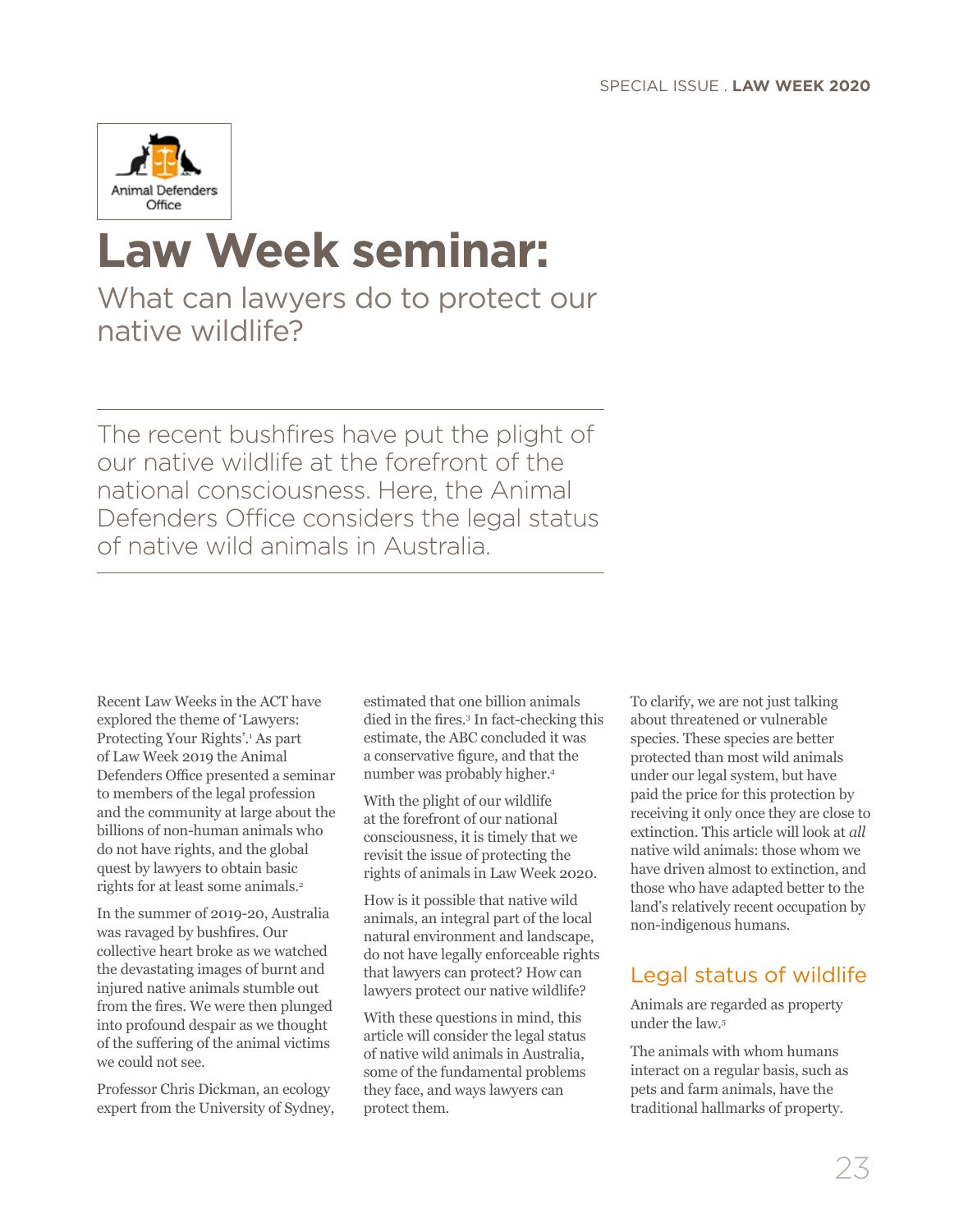Animal Defenders Office

# Law Week seminar:

## What can lawyers do to protect our native wildlife?

The recent bushfires have put the plight of our native wildlife at the forefront of the national consciousness. Here, the Animal Defenders Office considers the legal status of native wild animals in Australia.

Recent Law Weeks in the ACT have explored the theme of 'Lawyers: Protecting Your Rights'.[1] As part of Law Week 2019 the Animal Defenders Office presented a seminar to members of the legal profession and the community at large about the billions of non-human animals who do not have rights, and the global quest by lawyers to obtain basic rights for at least some animals.[2]

In the summer of 2019-20, Australia was ravaged by bushfires. Our collective heart broke as we watched the devastating images of burnt and injured native animals stumble out from the fires. We were then plunged into profound despair as we thought of the suffering of the animal victims we could not see.

Professor Chris Dickman, an ecology expert from the University of Sydney, estimated that one billion animals died in the fires.[3] In fact-checking this estimate, the ABC concluded it was a conservative figure, and that the number was probably higher.[4]

With the plight of our wildlife at the forefront of our national consciousness, it is timely that we revisit the issue of protecting the rights of animals in Law Week 2020.

How is it possible that native wild animals, an integral part of the local natural environment and landscape, do not have legally enforceable rights that lawyers can protect? How can lawyers protect our native wildlife?

With these questions in mind, this article will consider the legal status of native wild animals in Australia, some of the fundamental problems they face, and ways lawyers can protect them.

To clarify, we are not just talking about threatened or vulnerable species. These species are better protected than most wild animals under our legal system, but have paid the price for this protection by receiving it only once they are close to extinction. This article will look at *all* native wild animals: those whom we have driven almost to extinction, and those who have adapted better to the land's relatively recent occupation by non-indigenous humans.

### Legal status of wildlife

Animals are regarded as property under the law.[5]

The animals with whom humans interact on a regular basis, such as pets and farm animals, have the traditional hallmarks of property.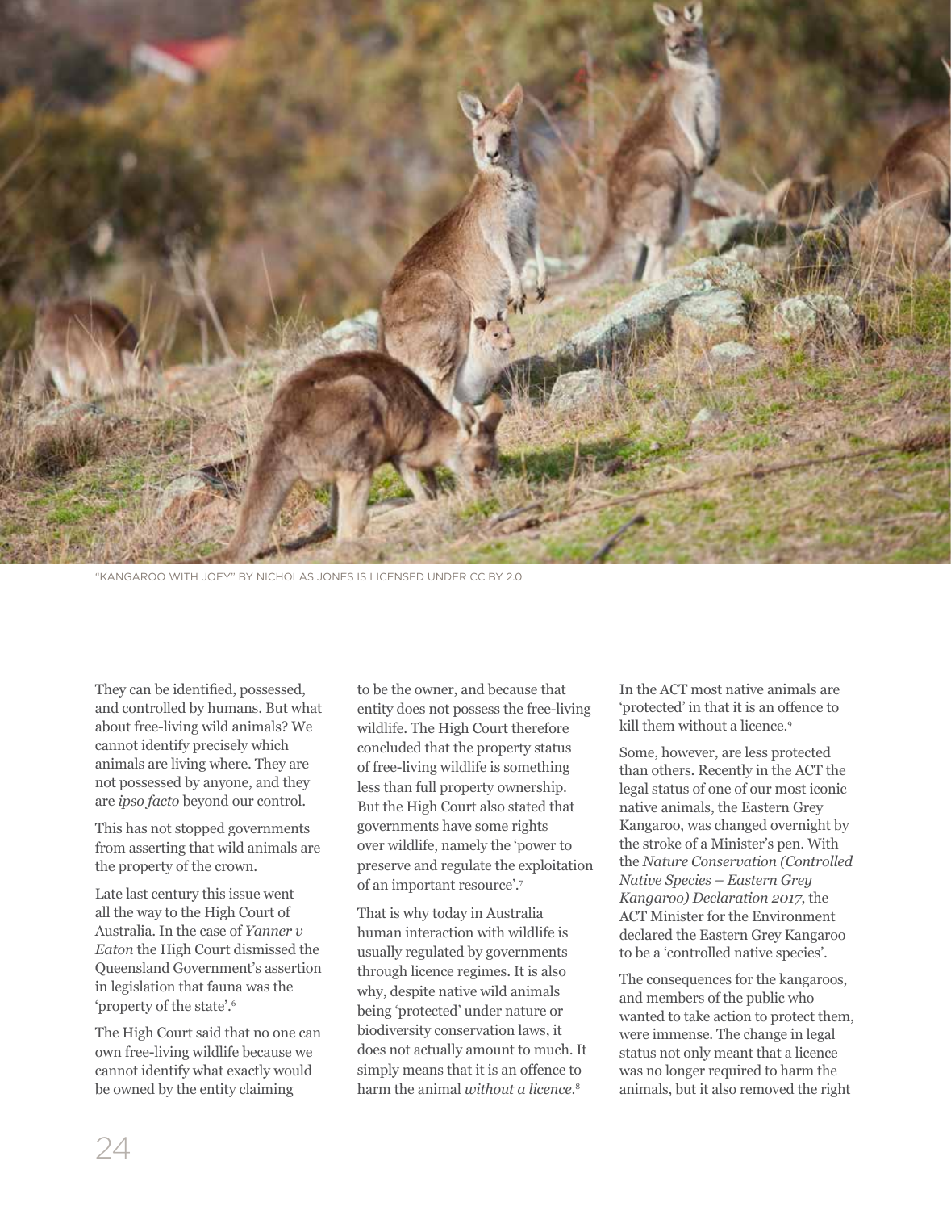"KANGAROO WITH JOEY" BY NICHOLAS JONES IS LICENSED UNDER CC BY 2.0

They can be identified, possessed, and controlled by humans. But what about free-living wild animals? We cannot identify precisely which animals are living where. They are not possessed by anyone, and they are *ipso facto* beyond our control.

This has not stopped governments from asserting that wild animals are the property of the crown.

Late last century this issue went all the way to the High Court of Australia. In the case of *Yanner v Eaton* the High Court dismissed the Queensland Government's assertion in legislation that fauna was the 'property of the state'.[6]

The High Court said that no one can own free-living wildlife because we cannot identify what exactly would be owned by the entity claiming to be the owner, and because that entity does not possess the free-living wildlife. The High Court therefore concluded that the property status of free-living wildlife is something less than full property ownership. But the High Court also stated that governments have some rights over wildlife, namely the 'power to preserve and regulate the exploitation of an important resource'.[7]

That is why today in Australia human interaction with wildlife is usually regulated by governments through licence regimes. It is also why, despite native wild animals being 'protected' under nature or biodiversity conservation laws, it does not actually amount to much. It simply means that it is an offence to harm the animal *without a licence*.[8]

In the ACT most native animals are 'protected' in that it is an offence to kill them without a licence.[9]

Some, however, are less protected than others. Recently in the ACT the legal status of one of our most iconic native animals, the Eastern Grey Kangaroo, was changed overnight by the stroke of a Minister's pen. With the *Nature Conservation (Controlled Native Species – Eastern Grey Kangaroo) Declaration 2017*, the ACT Minister for the Environment declared the Eastern Grey Kangaroo to be a 'controlled native species'.

The consequences for the kangaroos, and members of the public who wanted to take action to protect them, were immense. The change in legal status not only meant that a licence was no longer required to harm the animals, but it also removed the right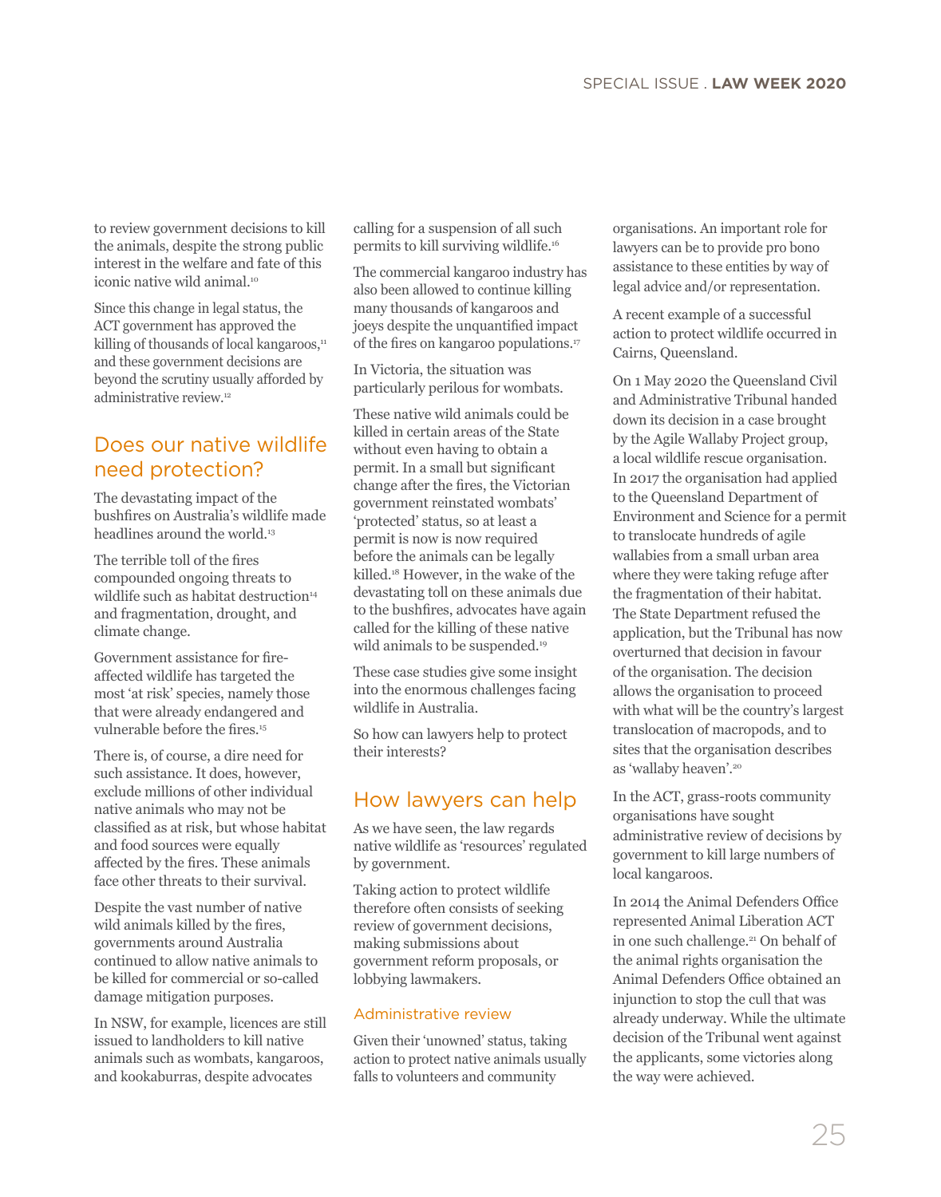to review government decisions to kill the animals, despite the strong public interest in the welfare and fate of this iconic native wild animal.[10]

Since this change in legal status, the ACT government has approved the killing of thousands of local kangaroos,[11] and these government decisions are beyond the scrutiny usually afforded by administrative review.[12]

## Does our native wildlife need protection?

The devastating impact of the bushfires on Australia's wildlife made headlines around the world.[13]

The terrible toll of the fires compounded ongoing threats to wildlife such as habitat destruction[14] and fragmentation, drought, and climate change.

Government assistance for fire-affected wildlife has targeted the most 'at risk' species, namely those that were already endangered and vulnerable before the fires.[15]

There is, of course, a dire need for such assistance. It does, however, exclude millions of other individual native animals who may not be classified as at risk, but whose habitat and food sources were equally affected by the fires. These animals face other threats to their survival.

Despite the vast number of native wild animals killed by the fires, governments around Australia continued to allow native animals to be killed for commercial or so-called damage mitigation purposes.

In NSW, for example, licences are still issued to landholders to kill native animals such as wombats, kangaroos, and kookaburras, despite advocates calling for a suspension of all such permits to kill surviving wildlife.[16]

The commercial kangaroo industry has also been allowed to continue killing many thousands of kangaroos and joeys despite the unquantified impact of the fires on kangaroo populations.[17]

In Victoria, the situation was particularly perilous for wombats.

These native wild animals could be killed in certain areas of the State without even having to obtain a permit. In a small but significant change after the fires, the Victorian government reinstated wombats' 'protected' status, so at least a permit is now required before the animals can be legally killed.[18] However, in the wake of the devastating toll on these animals due to the bushfires, advocates have again called for the killing of these native wild animals to be suspended.[19]

These case studies give some insight into the enormous challenges facing wildlife in Australia.

So how can lawyers help to protect their interests?

## How lawyers can help

As we have seen, the law regards native wildlife as 'resources' regulated by government.

Taking action to protect wildlife therefore often consists of seeking review of government decisions, making submissions about government reform proposals, or lobbying lawmakers.

### Administrative review

Given their 'unowned' status, taking action to protect native animals usually falls to volunteers and community organisations. An important role for lawyers can be to provide pro bono assistance to these entities by way of legal advice and/or representation.

A recent example of a successful action to protect wildlife occurred in Cairns, Queensland.

On 1 May 2020 the Queensland Civil and Administrative Tribunal handed down its decision in a case brought by the Agile Wallaby Project group, a local wildlife rescue organisation. In 2017 the organisation had applied to the Queensland Department of Environment and Science for a permit to translocate hundreds of agile wallabies from a small urban area where they were taking refuge after the fragmentation of their habitat. The State Department refused the application, but the Tribunal has now overturned that decision in favour of the organisation. The decision allows the organisation to proceed with what will be the country's largest translocation of macropods, and to sites that the organisation describes as 'wallaby heaven'.[20]

In the ACT, grass-roots community organisations have sought administrative review of decisions by government to kill large numbers of local kangaroos.

In 2014 the Animal Defenders Office represented Animal Liberation ACT in one such challenge.[21] On behalf of the animal rights organisation the Animal Defenders Office obtained an injunction to stop the cull that was already underway. While the ultimate decision of the Tribunal went against the applicants, some victories along the way were achieved.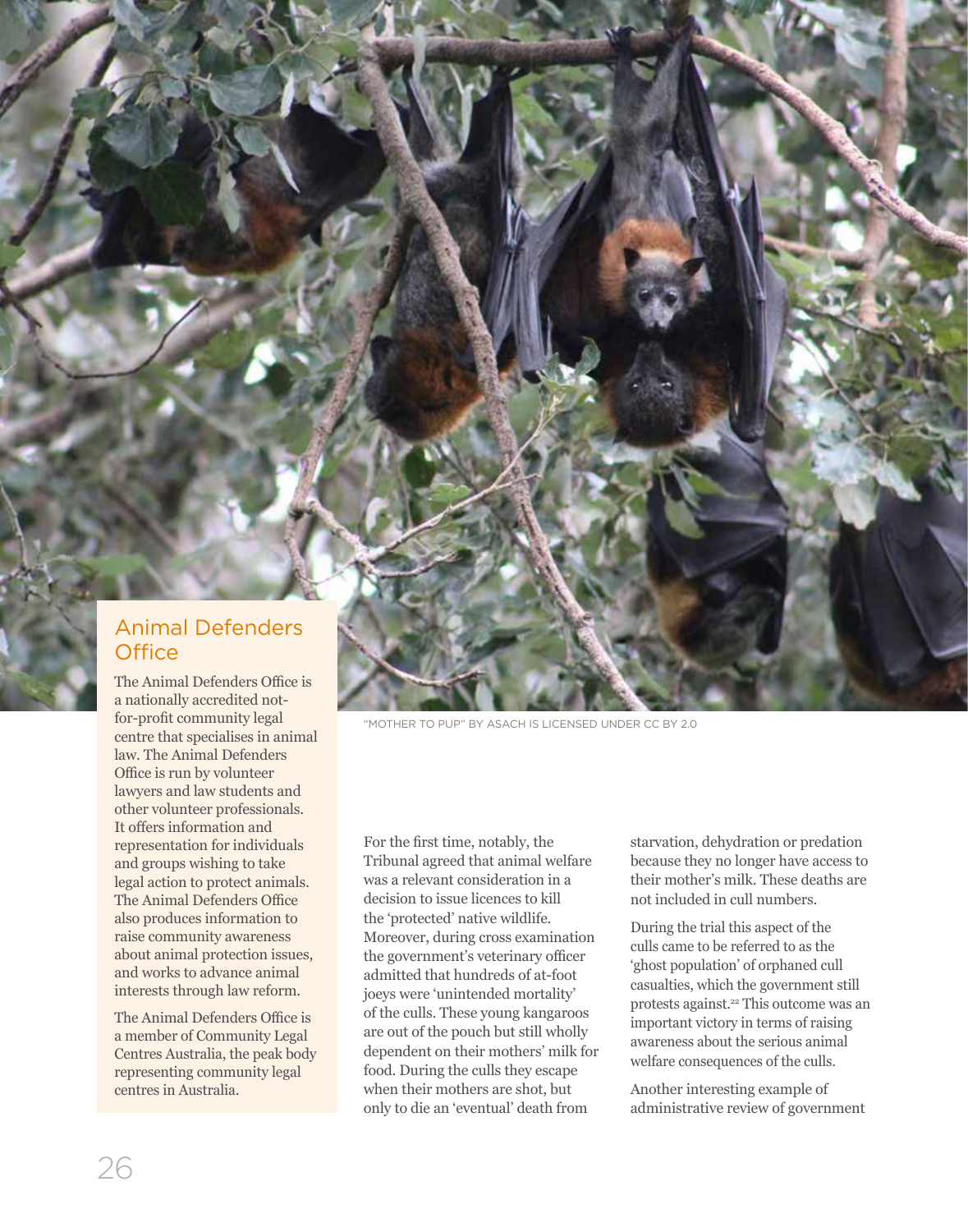## Animal Defenders Office

The Animal Defenders Office is a nationally accredited not-for-profit community legal centre that specialises in animal law. The Animal Defenders Office is run by volunteer lawyers and law students and other volunteer professionals. It offers information and representation for individuals and groups wishing to take legal action to protect animals. The Animal Defenders Office also produces information to raise community awareness about animal protection issues, and works to advance animal interests through law reform.

The Animal Defenders Office is a member of Community Legal Centres Australia, the peak body representing community legal centres in Australia.

"MOTHER TO PUP" BY ASACH IS LICENSED UNDER CC BY 2.0

For the first time, notably, the Tribunal agreed that animal welfare was a relevant consideration in a decision to issue licences to kill the 'protected' native wildlife. Moreover, during cross examination the government's veterinary officer admitted that hundreds of at-foot joeys were 'unintended mortality' of the culls. These young kangaroos are out of the pouch but still wholly dependent on their mothers' milk for food. During the culls they escape when their mothers are shot, but only to die an 'eventual' death from starvation, dehydration or predation because they no longer have access to their mother's milk. These deaths are not included in cull numbers.

During the trial this aspect of the culls came to be referred to as the 'ghost population' of orphaned cull casualties, which the government still protests against.[22] This outcome was an important victory in terms of raising awareness about the serious animal welfare consequences of the culls.

Another interesting example of administrative review of government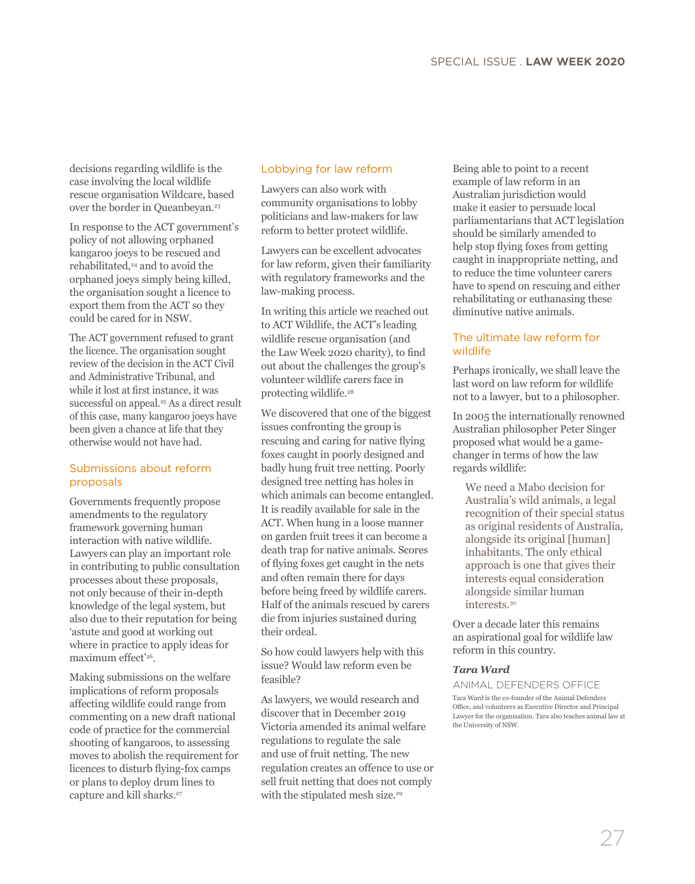decisions regarding wildlife is the case involving the local wildlife rescue organisation Wildcare, based over the border in Queanbeyan.[23]

In response to the ACT government's policy of not allowing orphaned kangaroo joeys to be rescued and rehabilitated,[24] and to avoid the orphaned joeys simply being killed, the organisation sought a licence to export them from the ACT so they could be cared for in NSW.

The ACT government refused to grant the licence. The organisation sought review of the decision in the ACT Civil and Administrative Tribunal, and while it lost at first instance, it was successful on appeal.[25] As a direct result of this case, many kangaroo joeys have been given a chance at life that they otherwise would not have had.

## Submissions about reform proposals

Governments frequently propose amendments to the regulatory framework governing human interaction with native wildlife. Lawyers can play an important role in contributing to public consultation processes about these proposals, not only because of their in-depth knowledge of the legal system, but also due to their reputation for being 'astute and good at working out where in practice to apply ideas for maximum effect'[26].

Making submissions on the welfare implications of reform proposals affecting wildlife could range from commenting on a new draft national code of practice for the commercial shooting of kangaroos, to assessing moves to abolish the requirement for licences to disturb flying-fox camps or plans to deploy drum lines to capture and kill sharks.[27]

## Lobbying for law reform

Lawyers can also work with community organisations to lobby politicians and law-makers for law reform to better protect wildlife.

Lawyers can be excellent advocates for law reform, given their familiarity with regulatory frameworks and the law-making process.

In writing this article we reached out to ACT Wildlife, the ACT's leading wildlife rescue organisation (and the Law Week 2020 charity), to find out about the challenges the group's volunteer wildlife carers face in protecting wildlife.[28]

We discovered that one of the biggest issues confronting the group is rescuing and caring for native flying foxes caught in poorly designed and badly hung fruit tree netting. Poorly designed tree netting has holes in which animals can become entangled. It is readily available for sale in the ACT. When hung in a loose manner on garden fruit trees it can become a death trap for native animals. Scores of flying foxes get caught in the nets and often remain there for days before being freed by wildlife carers. Half of the animals rescued by carers die from injuries sustained during their ordeal.

So how could lawyers help with this issue? Would law reform even be feasible?

As lawyers, we would research and discover that in December 2019 Victoria amended its animal welfare regulations to regulate the sale and use of fruit netting. The new regulation creates an offence to use or sell fruit netting that does not comply with the stipulated mesh size.[29]

Being able to point to a recent example of law reform in an Australian jurisdiction would make it easier to persuade local parliamentarians that ACT legislation should be similarly amended to help stop flying foxes from getting caught in inappropriate netting, and to reduce the time volunteer carers have to spend on rescuing and either rehabilitating or euthanasing these diminutive native animals.

## The ultimate law reform for wildlife

Perhaps ironically, we shall leave the last word on law reform for wildlife not to a lawyer, but to a philosopher.

In 2005 the internationally renowned Australian philosopher Peter Singer proposed what would be a game-changer in terms of how the law regards wildlife:

> We need a Mabo decision for Australia's wild animals, a legal recognition of their special status as original residents of Australia, alongside its original [human] inhabitants. The only ethical approach is one that gives their interests equal consideration alongside similar human interests.[30]

Over a decade later this remains an aspirational goal for wildlife law reform in this country.

***Tara Ward***

ANIMAL DEFENDERS OFFICE

Tara Ward is the co-founder of the Animal Defenders Office, and volunteers as Executive Director and Principal Lawyer for the organisation. Tara also teaches animal law at the University of NSW.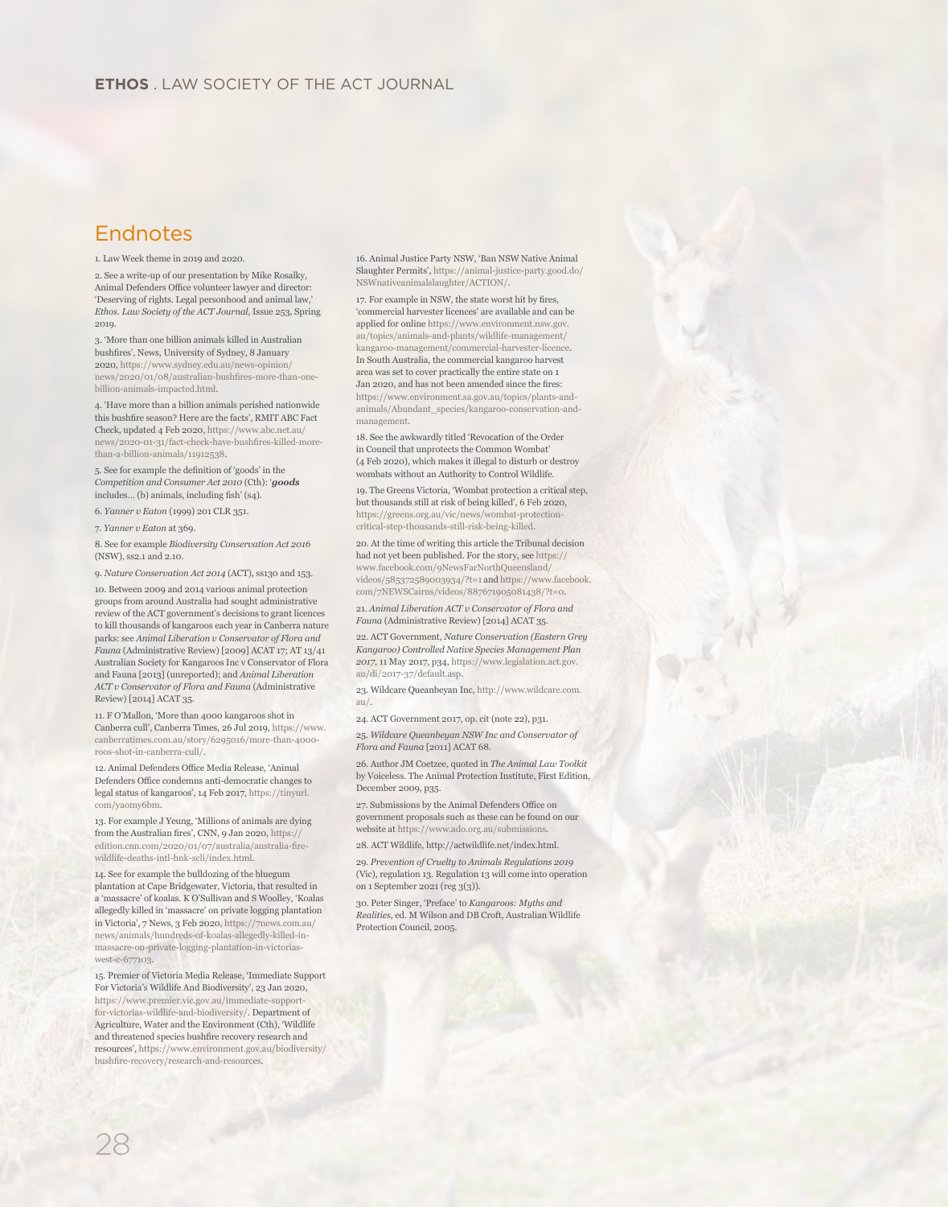## Endnotes

1. Law Week theme in 2019 and 2020.

2. See a write-up of our presentation by Mike Rosalky, Animal Defenders Office volunteer lawyer and director: 'Deserving of rights. Legal personhood and animal law,' *Ethos. Law Society of the ACT Journal*, Issue 253, Spring 2019.

3. 'More than one billion animals killed in Australian bushfires', News, University of Sydney, 8 January 2020, https://www.sydney.edu.au/news-opinion/news/2020/01/08/australian-bushfires-more-than-one-billion-animals-impacted.html.

4. 'Have more than a billion animals perished nationwide this bushfire season? Here are the facts', RMIT ABC Fact Check, updated 4 Feb 2020, https://www.abc.net.au/news/2020-01-31/fact-check-have-bushfires-killed-more-than-a-billion-animals/11912538.

5. See for example the definition of 'goods' in the *Competition and Consumer Act 2010* (Cth): '***goods*** includes… (b) animals, including fish' (s4).

6. *Yanner v Eaton* (1999) 201 CLR 351.

7. *Yanner v Eaton* at 369.

8. See for example *Biodiversity Conservation Act 2016* (NSW), ss2.1 and 2.10.

9. *Nature Conservation Act 2014* (ACT), ss130 and 153.

10. Between 2009 and 2014 various animal protection groups from around Australia had sought administrative review of the ACT government's decisions to grant licences to kill thousands of kangaroos each year in Canberra nature parks: see *Animal Liberation v Conservator of Flora and Fauna* (Administrative Review) [2009] ACAT 17; AT 13/41 Australian Society for Kangaroos Inc v Conservator of Flora and Fauna [2013] (unreported); and *Animal Liberation ACT v Conservator of Flora and Fauna* (Administrative Review) [2014] ACAT 35.

11. F O'Mallon, 'More than 4000 kangaroos shot in Canberra cull', Canberra Times, 26 Jul 2019, https://www.canberratimes.com.au/story/6295016/more-than-4000-roos-shot-in-canberra-cull/.

12. Animal Defenders Office Media Release, 'Animal Defenders Office condemns anti-democratic changes to legal status of kangaroos', 14 Feb 2017, https://tinyurl.com/yaomy6bm.

13. For example J Yeung, 'Millions of animals are dying from the Australian fires', CNN, 9 Jan 2020, https://edition.cnn.com/2020/01/07/australia/australia-fire-wildlife-deaths-intl-hnk-scli/index.html.

14. See for example the bulldozing of the bluegum plantation at Cape Bridgewater, Victoria, that resulted in a 'massacre' of koalas. K O'Sullivan and S Woolley, 'Koalas allegedly killed in 'massacre' on private logging plantation in Victoria', 7 News, 3 Feb 2020, https://7news.com.au/news/animals/hundreds-of-koalas-allegedly-killed-in-massacre-on-private-logging-plantation-in-victorias-west-c-677103.

15. Premier of Victoria Media Release, 'Immediate Support For Victoria's Wildlife And Biodiversity', 23 Jan 2020, https://www.premier.vic.gov.au/immediate-support-for-victorias-wildlife-and-biodiversity/. Department of Agriculture, Water and the Environment (Cth), 'Wildlife and threatened species bushfire recovery research and resources', https://www.environment.gov.au/biodiversity/bushfire-recovery/research-and-resources.

16. Animal Justice Party NSW, 'Ban NSW Native Animal Slaughter Permits', https://animal-justice-party.good.do/NSWnativeanimalslaughter/ACTION/.

17. For example in NSW, the state worst hit by fires, 'commercial harvester licences' are available and can be applied for online https://www.environment.nsw.gov.au/topics/animals-and-plants/wildlife-management/kangaroo-management/commercial-harvester-licence. In South Australia, the commercial kangaroo harvest area was set to cover practically the entire state on 1 Jan 2020, and has not been amended since the fires: https://www.environment.sa.gov.au/topics/plants-and-animals/Abundant_species/kangaroo-conservation-and-management.

18. See the awkwardly titled 'Revocation of the Order in Council that unprotects the Common Wombat' (4 Feb 2020), which makes it illegal to disturb or destroy wombats without an Authority to Control Wildlife.

19. The Greens Victoria, 'Wombat protection a critical step, but thousands still at risk of being killed', 6 Feb 2020, https://greens.org.au/vic/news/wombat-protection-critical-step-thousands-still-risk-being-killed.

20. At the time of writing this article the Tribunal decision had not yet been published. For the story, see https://www.facebook.com/9NewsFarNorthQueensland/videos/585372589003934/?t=1 and https://www.facebook.com/7NEWSCairns/videos/887671905081438/?t=0.

21. *Animal Liberation ACT v Conservator of Flora and Fauna* (Administrative Review) [2014] ACAT 35.

22. ACT Government, *Nature Conservation (Eastern Grey Kangaroo) Controlled Native Species Management Plan 2017*, 11 May 2017, p34, https://www.legislation.act.gov.au/di/2017-37/default.asp.

23. Wildcare Queanbeyan Inc, http://www.wildcare.com.au/.

24. ACT Government 2017, op. cit (note 22), p31.

25. *Wildcare Queanbeyan NSW Inc and Conservator of Flora and Fauna* [2011] ACAT 68.

26. Author JM Coetzee, quoted in *The Animal Law Toolkit* by Voiceless. The Animal Protection Institute, First Edition, December 2009, p35.

27. Submissions by the Animal Defenders Office on government proposals such as these can be found on our website at https://www.ado.org.au/submissions.

28. ACT Wildlife, http://actwildlife.net/index.html.

29. *Prevention of Cruelty to Animals Regulations 2019* (Vic), regulation 13. Regulation 13 will come into operation on 1 September 2021 (reg 3(3)).

30. Peter Singer, 'Preface' to *Kangaroos: Myths and Realities*, ed. M Wilson and DB Croft, Australian Wildlife Protection Council, 2005.